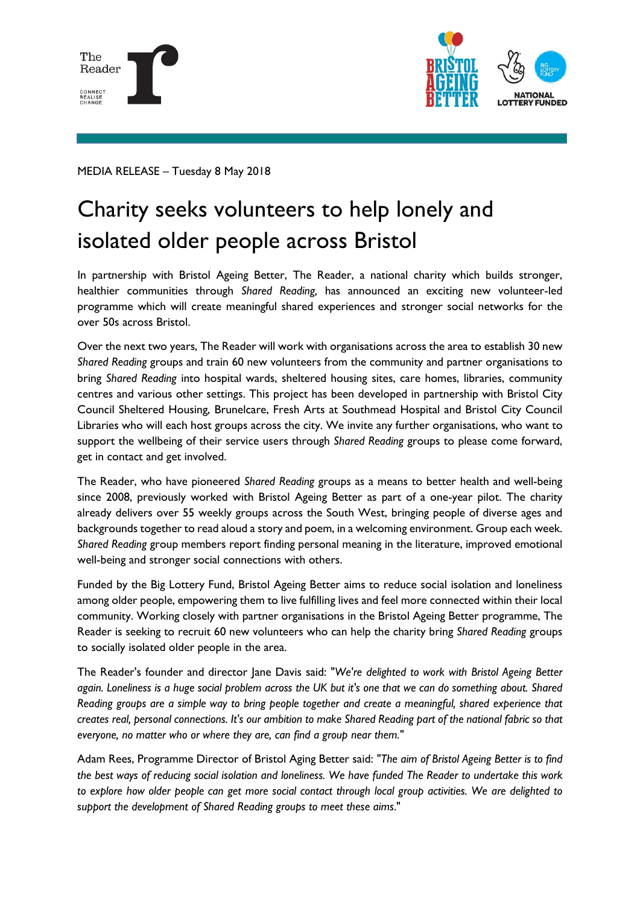MEDIA RELEASE – Tuesday 8 May 2018

# Charity seeks volunteers to help lonely and isolated older people across Bristol

In partnership with Bristol Ageing Better, The Reader, a national charity which builds stronger, healthier communities through *Shared Reading,* has announced an exciting new volunteer-led programme which will create meaningful shared experiences and stronger social networks for the over 50s across Bristol.

Over the next two years, The Reader will work with organisations across the area to establish 30 new *Shared Reading* groups and train 60 new volunteers from the community and partner organisations to bring *Shared Reading* into hospital wards, sheltered housing sites, care homes, libraries, community centres and various other settings. This project has been developed in partnership with Bristol City Council Sheltered Housing, Brunelcare, Fresh Arts at Southmead Hospital and Bristol City Council Libraries who will each host groups across the city. We invite any further organisations, who want to support the wellbeing of their service users through *Shared Reading* groups to please come forward, get in contact and get involved.

The Reader, who have pioneered *Shared Reading* groups as a means to better health and well-being since 2008, previously worked with Bristol Ageing Better as part of a one-year pilot. The charity already delivers over 55 weekly groups across the South West, bringing people of diverse ages and backgrounds together to read aloud a story and poem, in a welcoming environment. Group each week. *Shared Reading* group members report finding personal meaning in the literature, improved emotional well-being and stronger social connections with others.

Funded by the Big Lottery Fund, Bristol Ageing Better aims to reduce social isolation and loneliness among older people, empowering them to live fulfilling lives and feel more connected within their local community. Working closely with partner organisations in the Bristol Ageing Better programme, The Reader is seeking to recruit 60 new volunteers who can help the charity bring *Shared Reading* groups to socially isolated older people in the area.

The Reader's founder and director Jane Davis said: "*We're delighted to work with Bristol Ageing Better again. Loneliness is a huge social problem across the UK but it's one that we can do something about. Shared Reading groups are a simple way to bring people together and create a meaningful, shared experience that creates real, personal connections. It's our ambition to make Shared Reading part of the national fabric so that everyone, no matter who or where they are, can find a group near them.*"

Adam Rees, Programme Director of Bristol Aging Better said: "*The aim of Bristol Ageing Better is to find the best ways of reducing social isolation and loneliness. We have funded The Reader to undertake this work to explore how older people can get more social contact through local group activities. We are delighted to support the development of Shared Reading groups to meet these aims.*"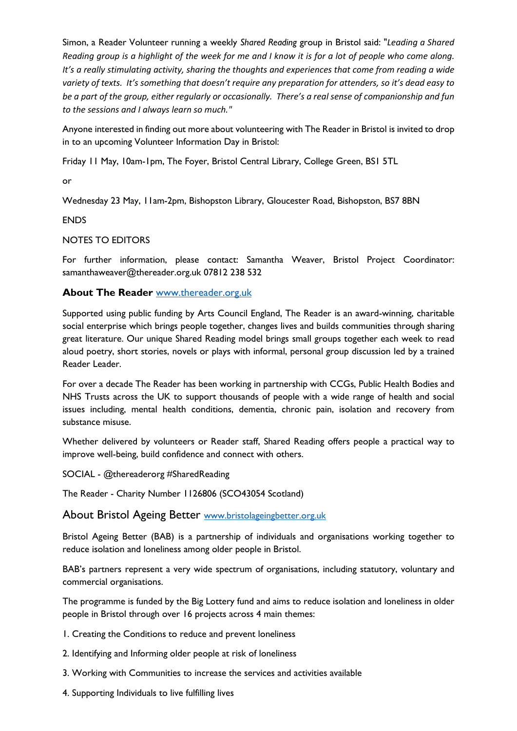Simon, a Reader Volunteer running a weekly *Shared Reading* group in Bristol said: "*Leading a Shared Reading group is a highlight of the week for me and I know it is for a lot of people who come along. It's a really stimulating activity, sharing the thoughts and experiences that come from reading a wide variety of texts. It's something that doesn't require any preparation for attenders, so it's dead easy to be a part of the group, either regularly or occasionally. There's a real sense of companionship and fun to the sessions and I always learn so much.*"

Anyone interested in finding out more about volunteering with The Reader in Bristol is invited to drop in to an upcoming Volunteer Information Day in Bristol:

Friday 11 May, 10am-1pm, The Foyer, Bristol Central Library, College Green, BS1 5TL

or

Wednesday 23 May, 11am-2pm, Bishopston Library, Gloucester Road, Bishopston, BS7 8BN

ENDS

NOTES TO EDITORS

For further information, please contact: Samantha Weaver, Bristol Project Coordinator: samanthaweaver@thereader.org.uk 07812 238 532

## About The Reader www.thereader.org.uk

Supported using public funding by Arts Council England, The Reader is an award-winning, charitable social enterprise which brings people together, changes lives and builds communities through sharing great literature. Our unique Shared Reading model brings small groups together each week to read aloud poetry, short stories, novels or plays with informal, personal group discussion led by a trained Reader Leader.

For over a decade The Reader has been working in partnership with CCGs, Public Health Bodies and NHS Trusts across the UK to support thousands of people with a wide range of health and social issues including, mental health conditions, dementia, chronic pain, isolation and recovery from substance misuse.

Whether delivered by volunteers or Reader staff, Shared Reading offers people a practical way to improve well-being, build confidence and connect with others.

SOCIAL - @thereaderorg #SharedReading

The Reader - Charity Number 1126806 (SCO43054 Scotland)

## About Bristol Ageing Better www.bristolageingbetter.org.uk

Bristol Ageing Better (BAB) is a partnership of individuals and organisations working together to reduce isolation and loneliness among older people in Bristol.

BAB's partners represent a very wide spectrum of organisations, including statutory, voluntary and commercial organisations.

The programme is funded by the Big Lottery fund and aims to reduce isolation and loneliness in older people in Bristol through over 16 projects across 4 main themes:

1. Creating the Conditions to reduce and prevent loneliness
2. Identifying and Informing older people at risk of loneliness
3. Working with Communities to increase the services and activities available
4. Supporting Individuals to live fulfilling lives